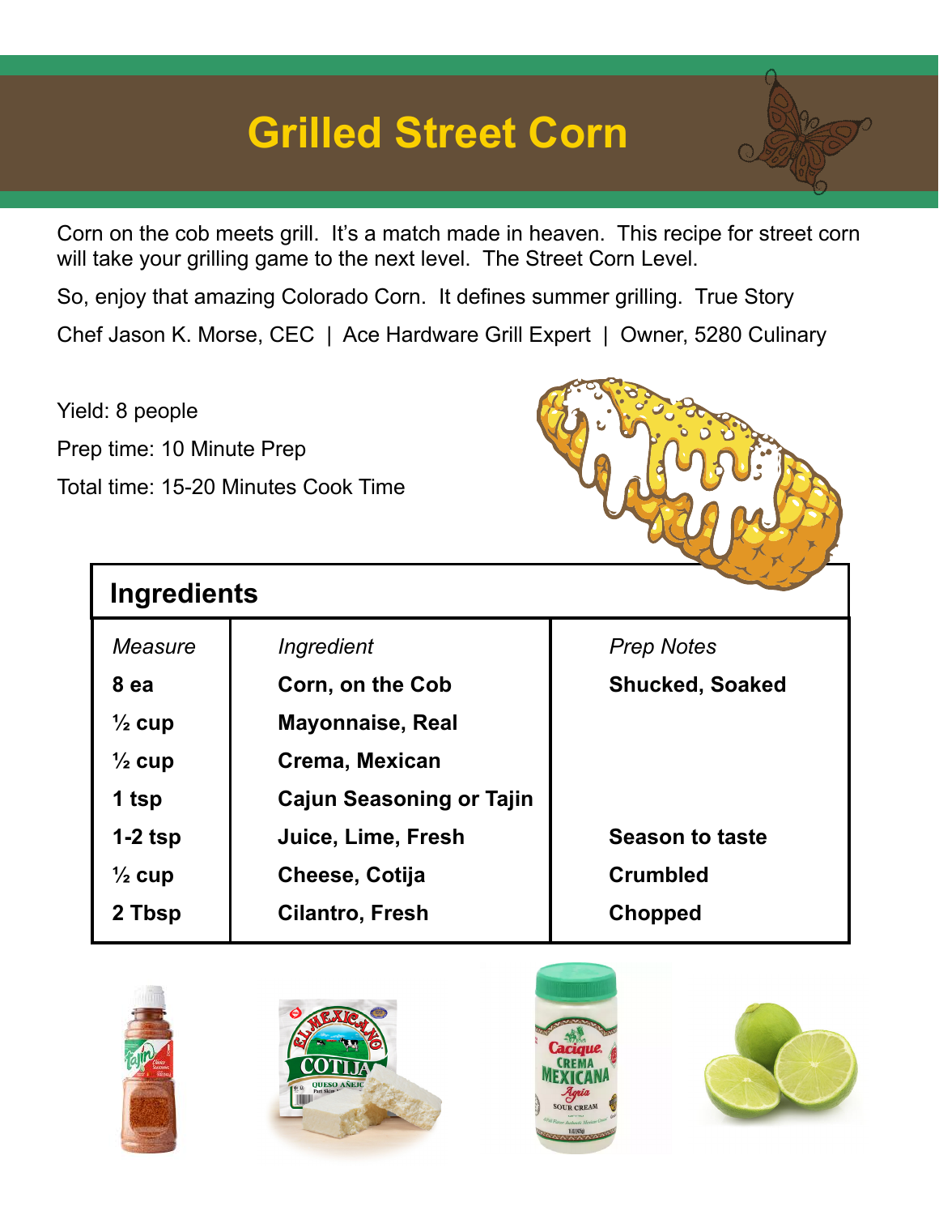# Grilled Street Corn

Corn on the cob meets grill. It's a match made in heaven. This recipe for street corn will take your grilling game to the next level. The Street Corn Level.

So, enjoy that amazing Colorado Corn. It defines summer grilling. True Story

Chef Jason K. Morse, CEC | Ace Hardware Grill Expert | Owner, 5280 Culinary

Yield: 8 people

Prep time: 10 Minute Prep

Total time: 15-20 Minutes Cook Time

## Ingredients

| *Measure* | *Ingredient* | *Prep Notes* |
|---|---|---|
| **8 ea** | **Corn, on the Cob** | **Shucked, Soaked** |
| **½ cup** | **Mayonnaise, Real** | |
| **½ cup** | **Crema, Mexican** | |
| **1 tsp** | **Cajun Seasoning or Tajin** | |
| **1-2 tsp** | **Juice, Lime, Fresh** | **Season to taste** |
| **½ cup** | **Cheese, Cotija** | **Crumbled** |
| **2 Tbsp** | **Cilantro, Fresh** | **Chopped** |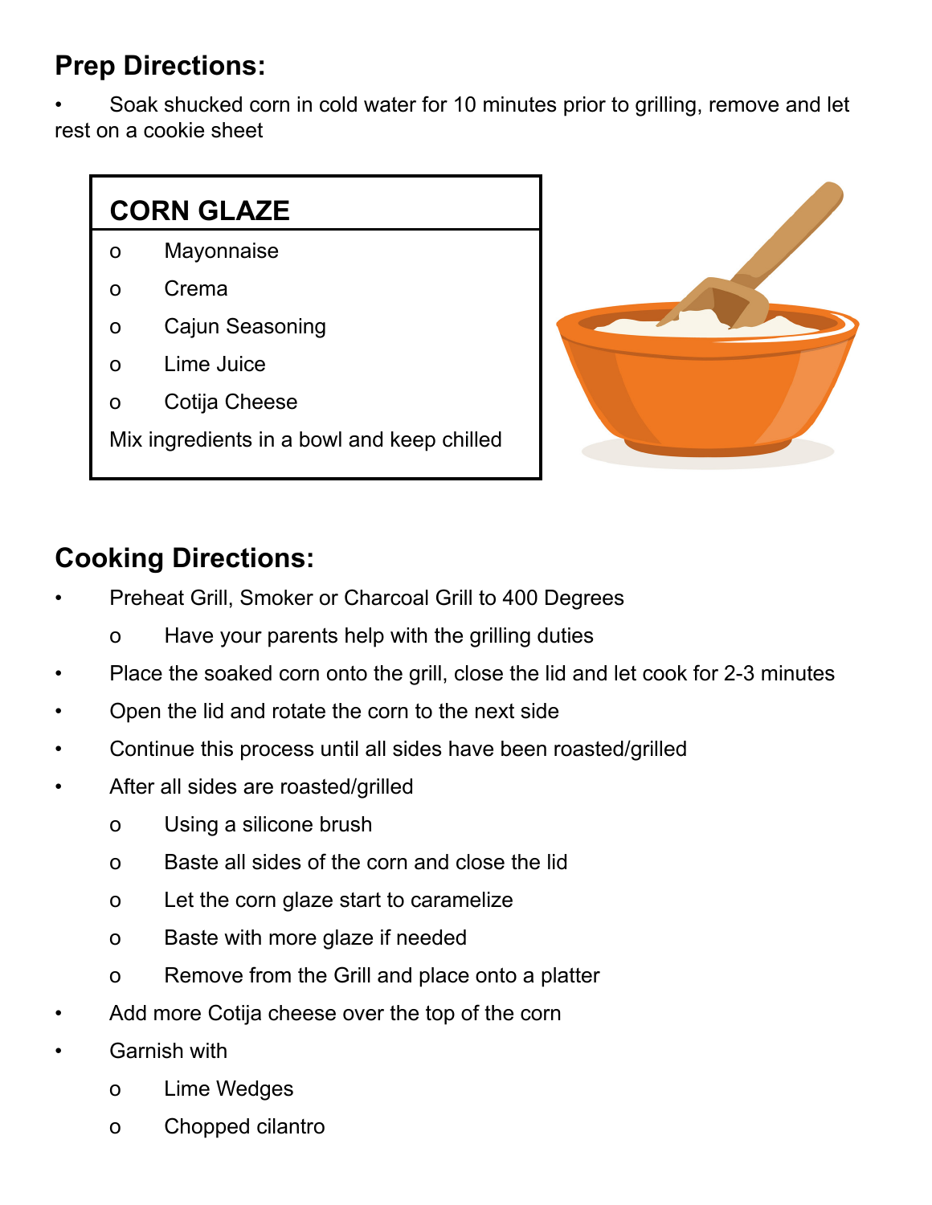## Prep Directions:

- Soak shucked corn in cold water for 10 minutes prior to grilling, remove and let rest on a cookie sheet

### CORN GLAZE

- Mayonnaise
- Crema
- Cajun Seasoning
- Lime Juice
- Cotija Cheese

Mix ingredients in a bowl and keep chilled

## Cooking Directions:

- Preheat Grill, Smoker or Charcoal Grill to 400 Degrees
  - Have your parents help with the grilling duties
- Place the soaked corn onto the grill, close the lid and let cook for 2-3 minutes
- Open the lid and rotate the corn to the next side
- Continue this process until all sides have been roasted/grilled
- After all sides are roasted/grilled
  - Using a silicone brush
  - Baste all sides of the corn and close the lid
  - Let the corn glaze start to caramelize
  - Baste with more glaze if needed
  - Remove from the Grill and place onto a platter
- Add more Cotija cheese over the top of the corn
- Garnish with
  - Lime Wedges
  - Chopped cilantro